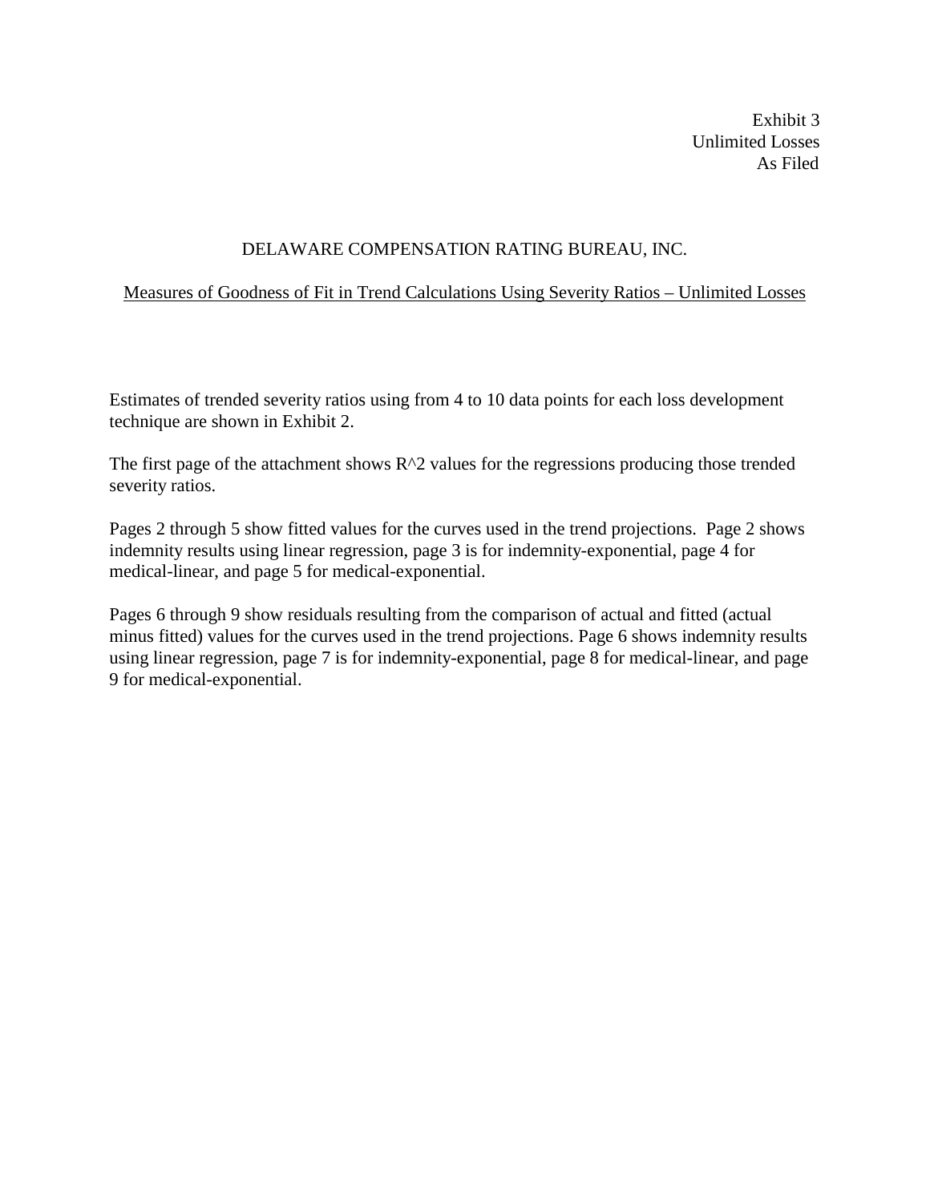Exhibit 3
Unlimited Losses
As Filed

# DELAWARE COMPENSATION RATING BUREAU, INC.

## Measures of Goodness of Fit in Trend Calculations Using Severity Ratios – Unlimited Losses

Estimates of trended severity ratios using from 4 to 10 data points for each loss development technique are shown in Exhibit 2.

The first page of the attachment shows R^2 values for the regressions producing those trended severity ratios.

Pages 2 through 5 show fitted values for the curves used in the trend projections. Page 2 shows indemnity results using linear regression, page 3 is for indemnity-exponential, page 4 for medical-linear, and page 5 for medical-exponential.

Pages 6 through 9 show residuals resulting from the comparison of actual and fitted (actual minus fitted) values for the curves used in the trend projections. Page 6 shows indemnity results using linear regression, page 7 is for indemnity-exponential, page 8 for medical-linear, and page 9 for medical-exponential.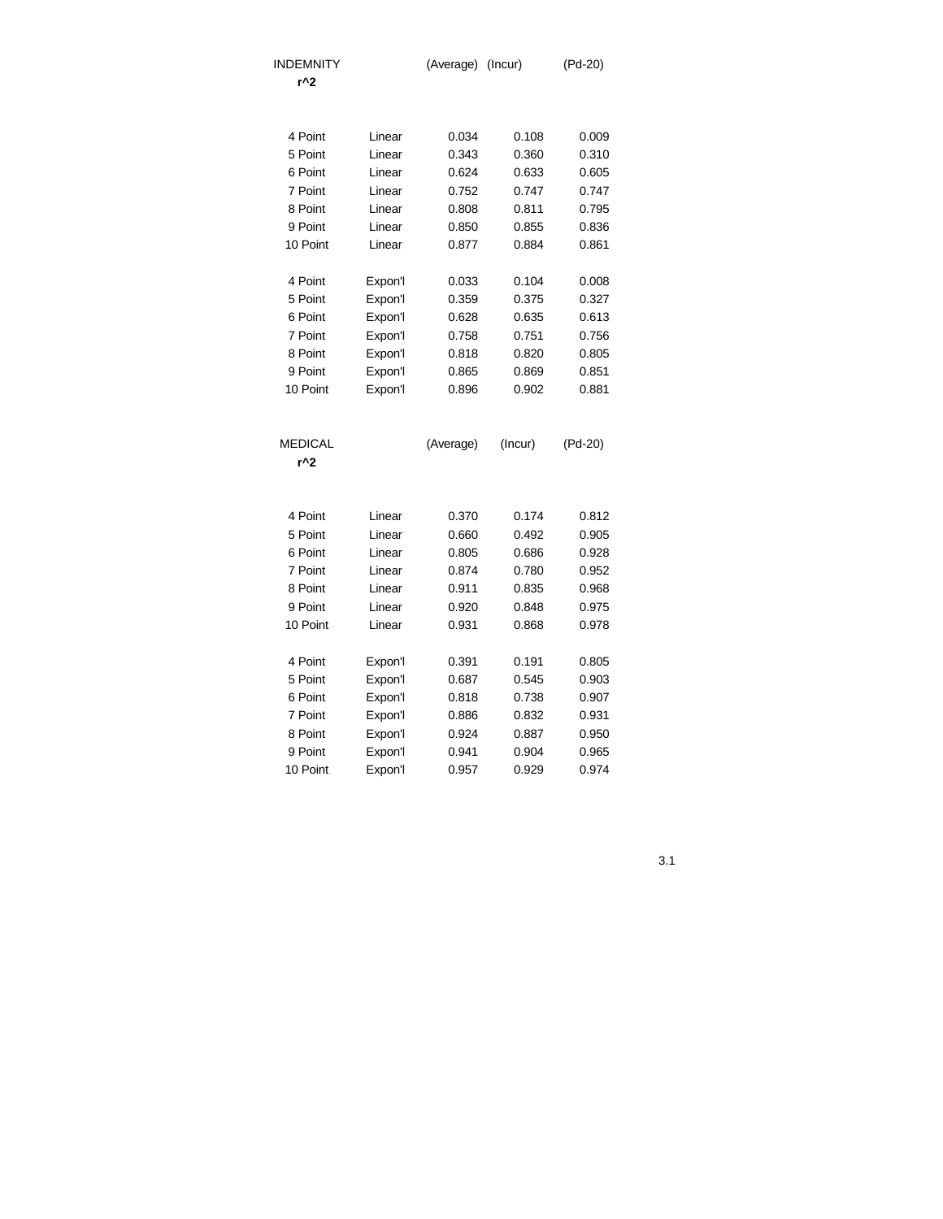| INDEMNITY | | (Average) | (Incur) | (Pd-20) |
|---|---|---|---|---|
| **r^2** | | | | |
| 4 Point | Linear | 0.034 | 0.108 | 0.009 |
| 5 Point | Linear | 0.343 | 0.360 | 0.310 |
| 6 Point | Linear | 0.624 | 0.633 | 0.605 |
| 7 Point | Linear | 0.752 | 0.747 | 0.747 |
| 8 Point | Linear | 0.808 | 0.811 | 0.795 |
| 9 Point | Linear | 0.850 | 0.855 | 0.836 |
| 10 Point | Linear | 0.877 | 0.884 | 0.861 |
| 4 Point | Expon'l | 0.033 | 0.104 | 0.008 |
| 5 Point | Expon'l | 0.359 | 0.375 | 0.327 |
| 6 Point | Expon'l | 0.628 | 0.635 | 0.613 |
| 7 Point | Expon'l | 0.758 | 0.751 | 0.756 |
| 8 Point | Expon'l | 0.818 | 0.820 | 0.805 |
| 9 Point | Expon'l | 0.865 | 0.869 | 0.851 |
| 10 Point | Expon'l | 0.896 | 0.902 | 0.881 |

| MEDICAL | | (Average) | (Incur) | (Pd-20) |
|---|---|---|---|---|
| **r^2** | | | | |
| 4 Point | Linear | 0.370 | 0.174 | 0.812 |
| 5 Point | Linear | 0.660 | 0.492 | 0.905 |
| 6 Point | Linear | 0.805 | 0.686 | 0.928 |
| 7 Point | Linear | 0.874 | 0.780 | 0.952 |
| 8 Point | Linear | 0.911 | 0.835 | 0.968 |
| 9 Point | Linear | 0.920 | 0.848 | 0.975 |
| 10 Point | Linear | 0.931 | 0.868 | 0.978 |
| 4 Point | Expon'l | 0.391 | 0.191 | 0.805 |
| 5 Point | Expon'l | 0.687 | 0.545 | 0.903 |
| 6 Point | Expon'l | 0.818 | 0.738 | 0.907 |
| 7 Point | Expon'l | 0.886 | 0.832 | 0.931 |
| 8 Point | Expon'l | 0.924 | 0.887 | 0.950 |
| 9 Point | Expon'l | 0.941 | 0.904 | 0.965 |
| 10 Point | Expon'l | 0.957 | 0.929 | 0.974 |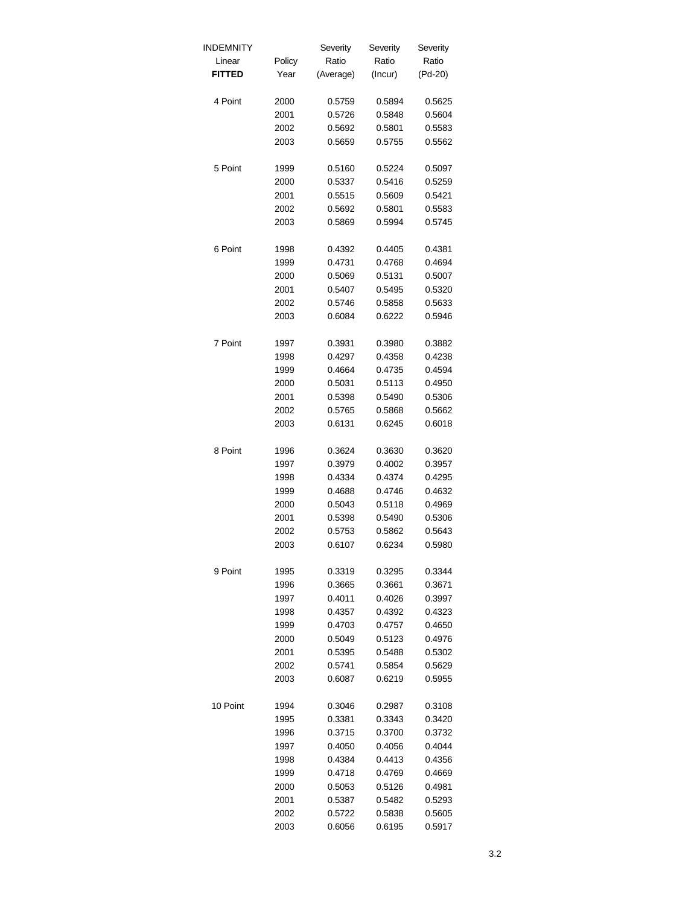| INDEMNITY Linear **FITTED** | Policy Year | Severity Ratio (Average) | Severity Ratio (Incur) | Severity Ratio (Pd-20) |
|---|---|---|---|---|
| 4 Point | 2000 | 0.5759 | 0.5894 | 0.5625 |
| | 2001 | 0.5726 | 0.5848 | 0.5604 |
| | 2002 | 0.5692 | 0.5801 | 0.5583 |
| | 2003 | 0.5659 | 0.5755 | 0.5562 |
| 5 Point | 1999 | 0.5160 | 0.5224 | 0.5097 |
| | 2000 | 0.5337 | 0.5416 | 0.5259 |
| | 2001 | 0.5515 | 0.5609 | 0.5421 |
| | 2002 | 0.5692 | 0.5801 | 0.5583 |
| | 2003 | 0.5869 | 0.5994 | 0.5745 |
| 6 Point | 1998 | 0.4392 | 0.4405 | 0.4381 |
| | 1999 | 0.4731 | 0.4768 | 0.4694 |
| | 2000 | 0.5069 | 0.5131 | 0.5007 |
| | 2001 | 0.5407 | 0.5495 | 0.5320 |
| | 2002 | 0.5746 | 0.5858 | 0.5633 |
| | 2003 | 0.6084 | 0.6222 | 0.5946 |
| 7 Point | 1997 | 0.3931 | 0.3980 | 0.3882 |
| | 1998 | 0.4297 | 0.4358 | 0.4238 |
| | 1999 | 0.4664 | 0.4735 | 0.4594 |
| | 2000 | 0.5031 | 0.5113 | 0.4950 |
| | 2001 | 0.5398 | 0.5490 | 0.5306 |
| | 2002 | 0.5765 | 0.5868 | 0.5662 |
| | 2003 | 0.6131 | 0.6245 | 0.6018 |
| 8 Point | 1996 | 0.3624 | 0.3630 | 0.3620 |
| | 1997 | 0.3979 | 0.4002 | 0.3957 |
| | 1998 | 0.4334 | 0.4374 | 0.4295 |
| | 1999 | 0.4688 | 0.4746 | 0.4632 |
| | 2000 | 0.5043 | 0.5118 | 0.4969 |
| | 2001 | 0.5398 | 0.5490 | 0.5306 |
| | 2002 | 0.5753 | 0.5862 | 0.5643 |
| | 2003 | 0.6107 | 0.6234 | 0.5980 |
| 9 Point | 1995 | 0.3319 | 0.3295 | 0.3344 |
| | 1996 | 0.3665 | 0.3661 | 0.3671 |
| | 1997 | 0.4011 | 0.4026 | 0.3997 |
| | 1998 | 0.4357 | 0.4392 | 0.4323 |
| | 1999 | 0.4703 | 0.4757 | 0.4650 |
| | 2000 | 0.5049 | 0.5123 | 0.4976 |
| | 2001 | 0.5395 | 0.5488 | 0.5302 |
| | 2002 | 0.5741 | 0.5854 | 0.5629 |
| | 2003 | 0.6087 | 0.6219 | 0.5955 |
| 10 Point | 1994 | 0.3046 | 0.2987 | 0.3108 |
| | 1995 | 0.3381 | 0.3343 | 0.3420 |
| | 1996 | 0.3715 | 0.3700 | 0.3732 |
| | 1997 | 0.4050 | 0.4056 | 0.4044 |
| | 1998 | 0.4384 | 0.4413 | 0.4356 |
| | 1999 | 0.4718 | 0.4769 | 0.4669 |
| | 2000 | 0.5053 | 0.5126 | 0.4981 |
| | 2001 | 0.5387 | 0.5482 | 0.5293 |
| | 2002 | 0.5722 | 0.5838 | 0.5605 |
| | 2003 | 0.6056 | 0.6195 | 0.5917 |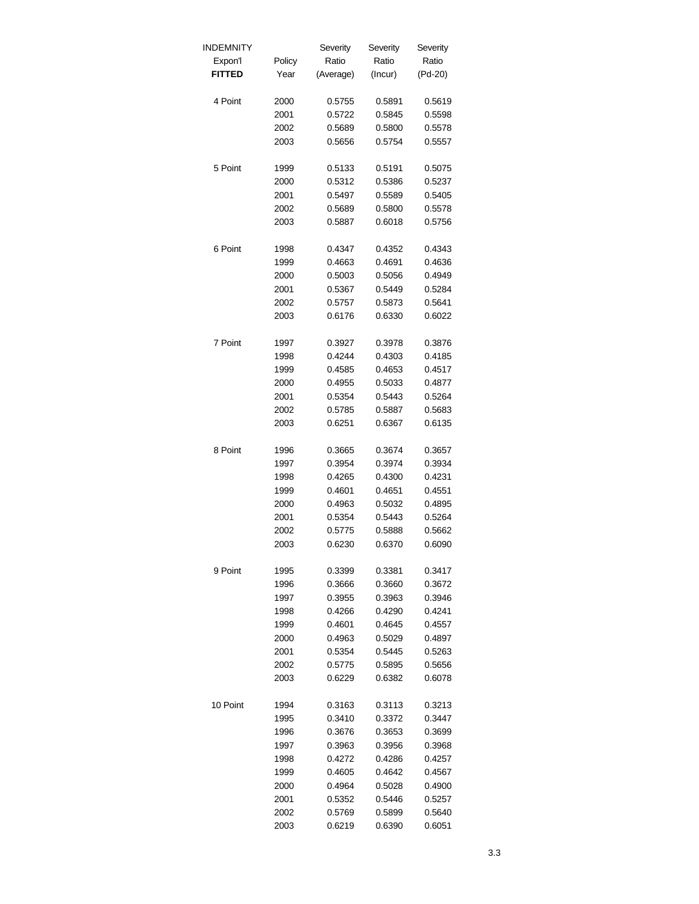| INDEMNITY Expon'l **FITTED** | Policy Year | Severity Ratio (Average) | Severity Ratio (Incur) | Severity Ratio (Pd-20) |
|---|---|---|---|---|
| 4 Point | 2000 | 0.5755 | 0.5891 | 0.5619 |
| | 2001 | 0.5722 | 0.5845 | 0.5598 |
| | 2002 | 0.5689 | 0.5800 | 0.5578 |
| | 2003 | 0.5656 | 0.5754 | 0.5557 |
| 5 Point | 1999 | 0.5133 | 0.5191 | 0.5075 |
| | 2000 | 0.5312 | 0.5386 | 0.5237 |
| | 2001 | 0.5497 | 0.5589 | 0.5405 |
| | 2002 | 0.5689 | 0.5800 | 0.5578 |
| | 2003 | 0.5887 | 0.6018 | 0.5756 |
| 6 Point | 1998 | 0.4347 | 0.4352 | 0.4343 |
| | 1999 | 0.4663 | 0.4691 | 0.4636 |
| | 2000 | 0.5003 | 0.5056 | 0.4949 |
| | 2001 | 0.5367 | 0.5449 | 0.5284 |
| | 2002 | 0.5757 | 0.5873 | 0.5641 |
| | 2003 | 0.6176 | 0.6330 | 0.6022 |
| 7 Point | 1997 | 0.3927 | 0.3978 | 0.3876 |
| | 1998 | 0.4244 | 0.4303 | 0.4185 |
| | 1999 | 0.4585 | 0.4653 | 0.4517 |
| | 2000 | 0.4955 | 0.5033 | 0.4877 |
| | 2001 | 0.5354 | 0.5443 | 0.5264 |
| | 2002 | 0.5785 | 0.5887 | 0.5683 |
| | 2003 | 0.6251 | 0.6367 | 0.6135 |
| 8 Point | 1996 | 0.3665 | 0.3674 | 0.3657 |
| | 1997 | 0.3954 | 0.3974 | 0.3934 |
| | 1998 | 0.4265 | 0.4300 | 0.4231 |
| | 1999 | 0.4601 | 0.4651 | 0.4551 |
| | 2000 | 0.4963 | 0.5032 | 0.4895 |
| | 2001 | 0.5354 | 0.5443 | 0.5264 |
| | 2002 | 0.5775 | 0.5888 | 0.5662 |
| | 2003 | 0.6230 | 0.6370 | 0.6090 |
| 9 Point | 1995 | 0.3399 | 0.3381 | 0.3417 |
| | 1996 | 0.3666 | 0.3660 | 0.3672 |
| | 1997 | 0.3955 | 0.3963 | 0.3946 |
| | 1998 | 0.4266 | 0.4290 | 0.4241 |
| | 1999 | 0.4601 | 0.4645 | 0.4557 |
| | 2000 | 0.4963 | 0.5029 | 0.4897 |
| | 2001 | 0.5354 | 0.5445 | 0.5263 |
| | 2002 | 0.5775 | 0.5895 | 0.5656 |
| | 2003 | 0.6229 | 0.6382 | 0.6078 |
| 10 Point | 1994 | 0.3163 | 0.3113 | 0.3213 |
| | 1995 | 0.3410 | 0.3372 | 0.3447 |
| | 1996 | 0.3676 | 0.3653 | 0.3699 |
| | 1997 | 0.3963 | 0.3956 | 0.3968 |
| | 1998 | 0.4272 | 0.4286 | 0.4257 |
| | 1999 | 0.4605 | 0.4642 | 0.4567 |
| | 2000 | 0.4964 | 0.5028 | 0.4900 |
| | 2001 | 0.5352 | 0.5446 | 0.5257 |
| | 2002 | 0.5769 | 0.5899 | 0.5640 |
| | 2003 | 0.6219 | 0.6390 | 0.6051 |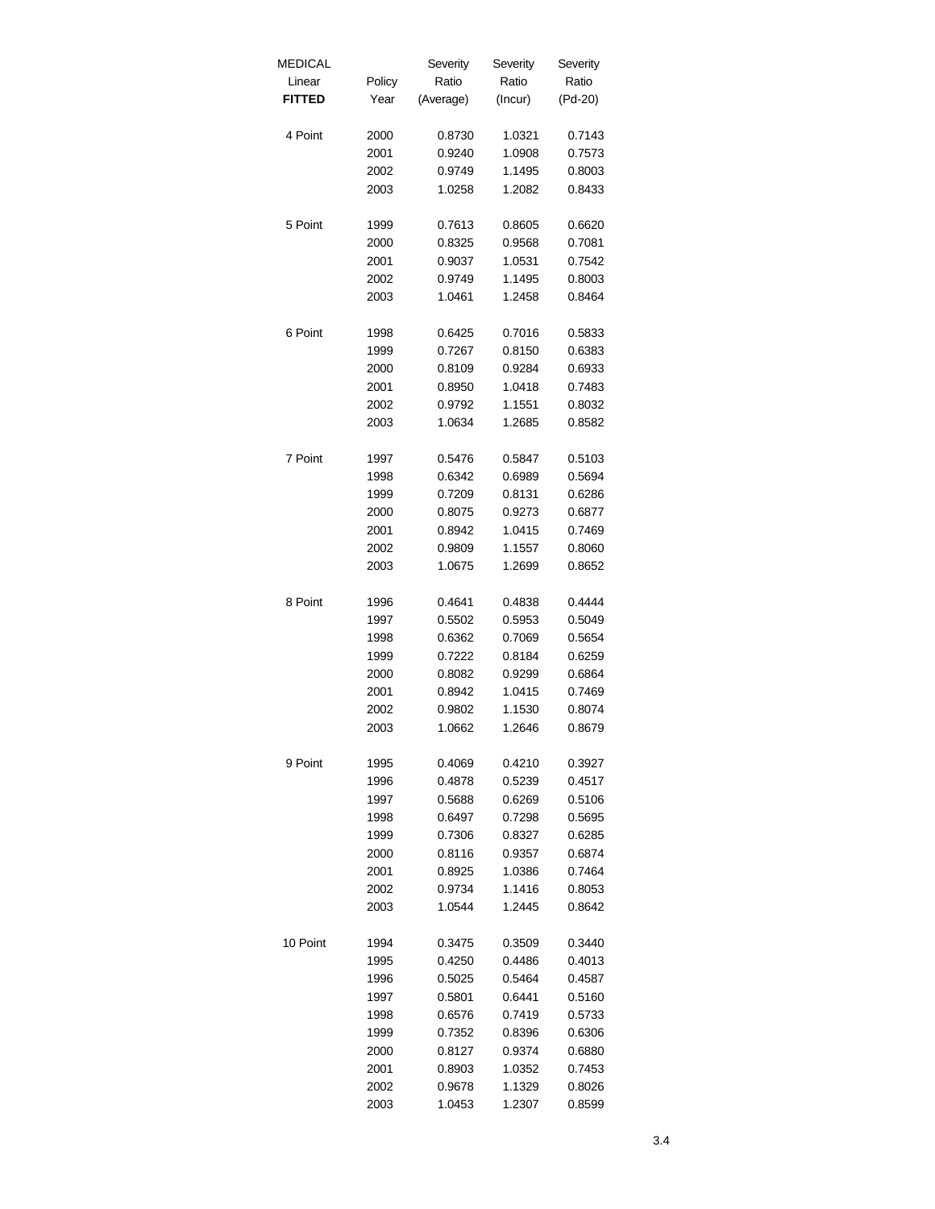| MEDICAL Linear **FITTED** | Policy Year | Severity Ratio (Average) | Severity Ratio (Incur) | Severity Ratio (Pd-20) |
|---|---|---|---|---|
| 4 Point | 2000 | 0.8730 | 1.0321 | 0.7143 |
| | 2001 | 0.9240 | 1.0908 | 0.7573 |
| | 2002 | 0.9749 | 1.1495 | 0.8003 |
| | 2003 | 1.0258 | 1.2082 | 0.8433 |
| 5 Point | 1999 | 0.7613 | 0.8605 | 0.6620 |
| | 2000 | 0.8325 | 0.9568 | 0.7081 |
| | 2001 | 0.9037 | 1.0531 | 0.7542 |
| | 2002 | 0.9749 | 1.1495 | 0.8003 |
| | 2003 | 1.0461 | 1.2458 | 0.8464 |
| 6 Point | 1998 | 0.6425 | 0.7016 | 0.5833 |
| | 1999 | 0.7267 | 0.8150 | 0.6383 |
| | 2000 | 0.8109 | 0.9284 | 0.6933 |
| | 2001 | 0.8950 | 1.0418 | 0.7483 |
| | 2002 | 0.9792 | 1.1551 | 0.8032 |
| | 2003 | 1.0634 | 1.2685 | 0.8582 |
| 7 Point | 1997 | 0.5476 | 0.5847 | 0.5103 |
| | 1998 | 0.6342 | 0.6989 | 0.5694 |
| | 1999 | 0.7209 | 0.8131 | 0.6286 |
| | 2000 | 0.8075 | 0.9273 | 0.6877 |
| | 2001 | 0.8942 | 1.0415 | 0.7469 |
| | 2002 | 0.9809 | 1.1557 | 0.8060 |
| | 2003 | 1.0675 | 1.2699 | 0.8652 |
| 8 Point | 1996 | 0.4641 | 0.4838 | 0.4444 |
| | 1997 | 0.5502 | 0.5953 | 0.5049 |
| | 1998 | 0.6362 | 0.7069 | 0.5654 |
| | 1999 | 0.7222 | 0.8184 | 0.6259 |
| | 2000 | 0.8082 | 0.9299 | 0.6864 |
| | 2001 | 0.8942 | 1.0415 | 0.7469 |
| | 2002 | 0.9802 | 1.1530 | 0.8074 |
| | 2003 | 1.0662 | 1.2646 | 0.8679 |
| 9 Point | 1995 | 0.4069 | 0.4210 | 0.3927 |
| | 1996 | 0.4878 | 0.5239 | 0.4517 |
| | 1997 | 0.5688 | 0.6269 | 0.5106 |
| | 1998 | 0.6497 | 0.7298 | 0.5695 |
| | 1999 | 0.7306 | 0.8327 | 0.6285 |
| | 2000 | 0.8116 | 0.9357 | 0.6874 |
| | 2001 | 0.8925 | 1.0386 | 0.7464 |
| | 2002 | 0.9734 | 1.1416 | 0.8053 |
| | 2003 | 1.0544 | 1.2445 | 0.8642 |
| 10 Point | 1994 | 0.3475 | 0.3509 | 0.3440 |
| | 1995 | 0.4250 | 0.4486 | 0.4013 |
| | 1996 | 0.5025 | 0.5464 | 0.4587 |
| | 1997 | 0.5801 | 0.6441 | 0.5160 |
| | 1998 | 0.6576 | 0.7419 | 0.5733 |
| | 1999 | 0.7352 | 0.8396 | 0.6306 |
| | 2000 | 0.8127 | 0.9374 | 0.6880 |
| | 2001 | 0.8903 | 1.0352 | 0.7453 |
| | 2002 | 0.9678 | 1.1329 | 0.8026 |
| | 2003 | 1.0453 | 1.2307 | 0.8599 |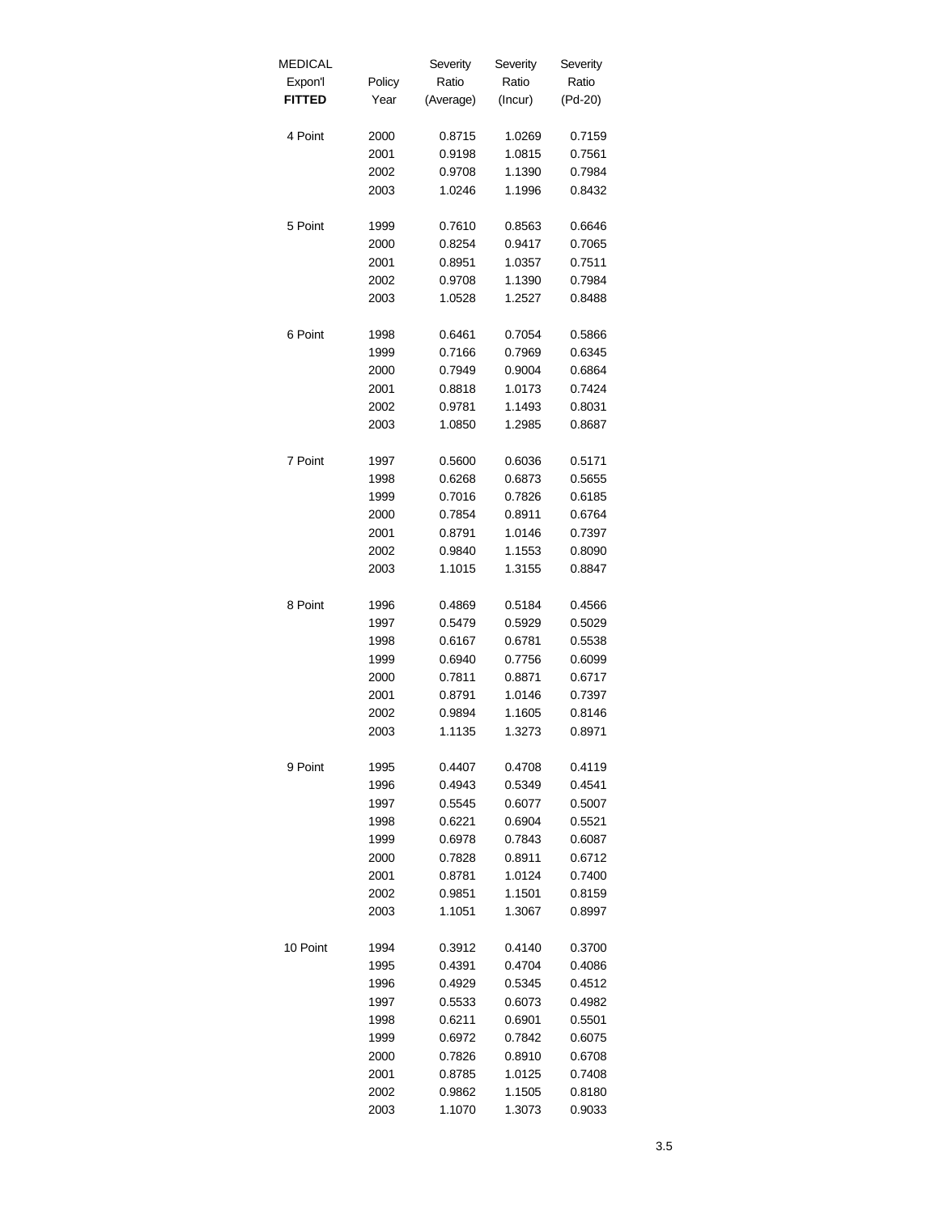| MEDICAL Expon'l **FITTED** | Policy Year | Severity Ratio (Average) | Severity Ratio (Incur) | Severity Ratio (Pd-20) |
|---|---|---|---|---|
| 4 Point | 2000 | 0.8715 | 1.0269 | 0.7159 |
| | 2001 | 0.9198 | 1.0815 | 0.7561 |
| | 2002 | 0.9708 | 1.1390 | 0.7984 |
| | 2003 | 1.0246 | 1.1996 | 0.8432 |
| 5 Point | 1999 | 0.7610 | 0.8563 | 0.6646 |
| | 2000 | 0.8254 | 0.9417 | 0.7065 |
| | 2001 | 0.8951 | 1.0357 | 0.7511 |
| | 2002 | 0.9708 | 1.1390 | 0.7984 |
| | 2003 | 1.0528 | 1.2527 | 0.8488 |
| 6 Point | 1998 | 0.6461 | 0.7054 | 0.5866 |
| | 1999 | 0.7166 | 0.7969 | 0.6345 |
| | 2000 | 0.7949 | 0.9004 | 0.6864 |
| | 2001 | 0.8818 | 1.0173 | 0.7424 |
| | 2002 | 0.9781 | 1.1493 | 0.8031 |
| | 2003 | 1.0850 | 1.2985 | 0.8687 |
| 7 Point | 1997 | 0.5600 | 0.6036 | 0.5171 |
| | 1998 | 0.6268 | 0.6873 | 0.5655 |
| | 1999 | 0.7016 | 0.7826 | 0.6185 |
| | 2000 | 0.7854 | 0.8911 | 0.6764 |
| | 2001 | 0.8791 | 1.0146 | 0.7397 |
| | 2002 | 0.9840 | 1.1553 | 0.8090 |
| | 2003 | 1.1015 | 1.3155 | 0.8847 |
| 8 Point | 1996 | 0.4869 | 0.5184 | 0.4566 |
| | 1997 | 0.5479 | 0.5929 | 0.5029 |
| | 1998 | 0.6167 | 0.6781 | 0.5538 |
| | 1999 | 0.6940 | 0.7756 | 0.6099 |
| | 2000 | 0.7811 | 0.8871 | 0.6717 |
| | 2001 | 0.8791 | 1.0146 | 0.7397 |
| | 2002 | 0.9894 | 1.1605 | 0.8146 |
| | 2003 | 1.1135 | 1.3273 | 0.8971 |
| 9 Point | 1995 | 0.4407 | 0.4708 | 0.4119 |
| | 1996 | 0.4943 | 0.5349 | 0.4541 |
| | 1997 | 0.5545 | 0.6077 | 0.5007 |
| | 1998 | 0.6221 | 0.6904 | 0.5521 |
| | 1999 | 0.6978 | 0.7843 | 0.6087 |
| | 2000 | 0.7828 | 0.8911 | 0.6712 |
| | 2001 | 0.8781 | 1.0124 | 0.7400 |
| | 2002 | 0.9851 | 1.1501 | 0.8159 |
| | 2003 | 1.1051 | 1.3067 | 0.8997 |
| 10 Point | 1994 | 0.3912 | 0.4140 | 0.3700 |
| | 1995 | 0.4391 | 0.4704 | 0.4086 |
| | 1996 | 0.4929 | 0.5345 | 0.4512 |
| | 1997 | 0.5533 | 0.6073 | 0.4982 |
| | 1998 | 0.6211 | 0.6901 | 0.5501 |
| | 1999 | 0.6972 | 0.7842 | 0.6075 |
| | 2000 | 0.7826 | 0.8910 | 0.6708 |
| | 2001 | 0.8785 | 1.0125 | 0.7408 |
| | 2002 | 0.9862 | 1.1505 | 0.8180 |
| | 2003 | 1.1070 | 1.3073 | 0.9033 |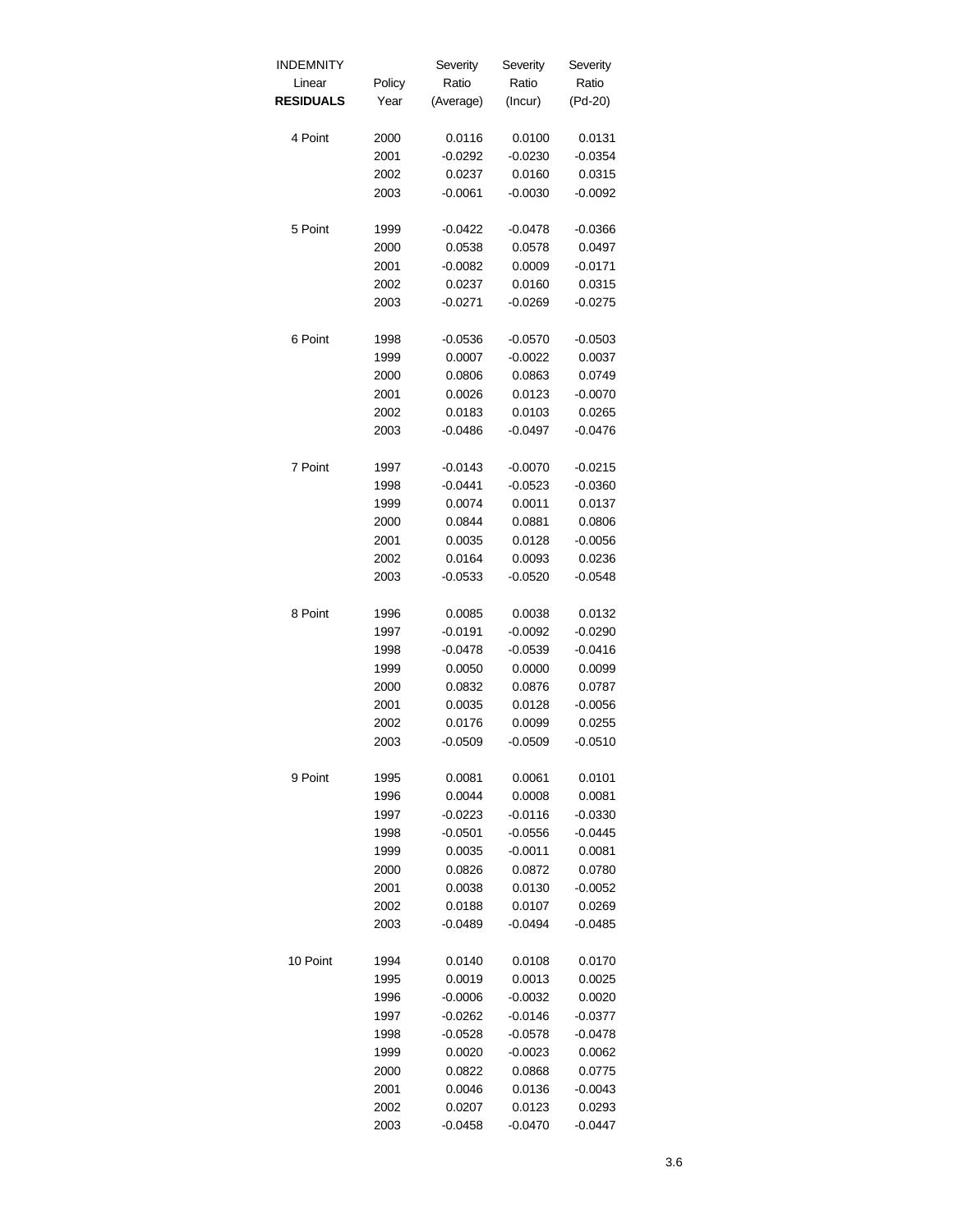| INDEMNITY Linear **RESIDUALS** | Policy Year | Severity Ratio (Average) | Severity Ratio (Incur) | Severity Ratio (Pd-20) |
|---|---|---|---|---|
| 4 Point | 2000 | 0.0116 | 0.0100 | 0.0131 |
| | 2001 | -0.0292 | -0.0230 | -0.0354 |
| | 2002 | 0.0237 | 0.0160 | 0.0315 |
| | 2003 | -0.0061 | -0.0030 | -0.0092 |
| 5 Point | 1999 | -0.0422 | -0.0478 | -0.0366 |
| | 2000 | 0.0538 | 0.0578 | 0.0497 |
| | 2001 | -0.0082 | 0.0009 | -0.0171 |
| | 2002 | 0.0237 | 0.0160 | 0.0315 |
| | 2003 | -0.0271 | -0.0269 | -0.0275 |
| 6 Point | 1998 | -0.0536 | -0.0570 | -0.0503 |
| | 1999 | 0.0007 | -0.0022 | 0.0037 |
| | 2000 | 0.0806 | 0.0863 | 0.0749 |
| | 2001 | 0.0026 | 0.0123 | -0.0070 |
| | 2002 | 0.0183 | 0.0103 | 0.0265 |
| | 2003 | -0.0486 | -0.0497 | -0.0476 |
| 7 Point | 1997 | -0.0143 | -0.0070 | -0.0215 |
| | 1998 | -0.0441 | -0.0523 | -0.0360 |
| | 1999 | 0.0074 | 0.0011 | 0.0137 |
| | 2000 | 0.0844 | 0.0881 | 0.0806 |
| | 2001 | 0.0035 | 0.0128 | -0.0056 |
| | 2002 | 0.0164 | 0.0093 | 0.0236 |
| | 2003 | -0.0533 | -0.0520 | -0.0548 |
| 8 Point | 1996 | 0.0085 | 0.0038 | 0.0132 |
| | 1997 | -0.0191 | -0.0092 | -0.0290 |
| | 1998 | -0.0478 | -0.0539 | -0.0416 |
| | 1999 | 0.0050 | 0.0000 | 0.0099 |
| | 2000 | 0.0832 | 0.0876 | 0.0787 |
| | 2001 | 0.0035 | 0.0128 | -0.0056 |
| | 2002 | 0.0176 | 0.0099 | 0.0255 |
| | 2003 | -0.0509 | -0.0509 | -0.0510 |
| 9 Point | 1995 | 0.0081 | 0.0061 | 0.0101 |
| | 1996 | 0.0044 | 0.0008 | 0.0081 |
| | 1997 | -0.0223 | -0.0116 | -0.0330 |
| | 1998 | -0.0501 | -0.0556 | -0.0445 |
| | 1999 | 0.0035 | -0.0011 | 0.0081 |
| | 2000 | 0.0826 | 0.0872 | 0.0780 |
| | 2001 | 0.0038 | 0.0130 | -0.0052 |
| | 2002 | 0.0188 | 0.0107 | 0.0269 |
| | 2003 | -0.0489 | -0.0494 | -0.0485 |
| 10 Point | 1994 | 0.0140 | 0.0108 | 0.0170 |
| | 1995 | 0.0019 | 0.0013 | 0.0025 |
| | 1996 | -0.0006 | -0.0032 | 0.0020 |
| | 1997 | -0.0262 | -0.0146 | -0.0377 |
| | 1998 | -0.0528 | -0.0578 | -0.0478 |
| | 1999 | 0.0020 | -0.0023 | 0.0062 |
| | 2000 | 0.0822 | 0.0868 | 0.0775 |
| | 2001 | 0.0046 | 0.0136 | -0.0043 |
| | 2002 | 0.0207 | 0.0123 | 0.0293 |
| | 2003 | -0.0458 | -0.0470 | -0.0447 |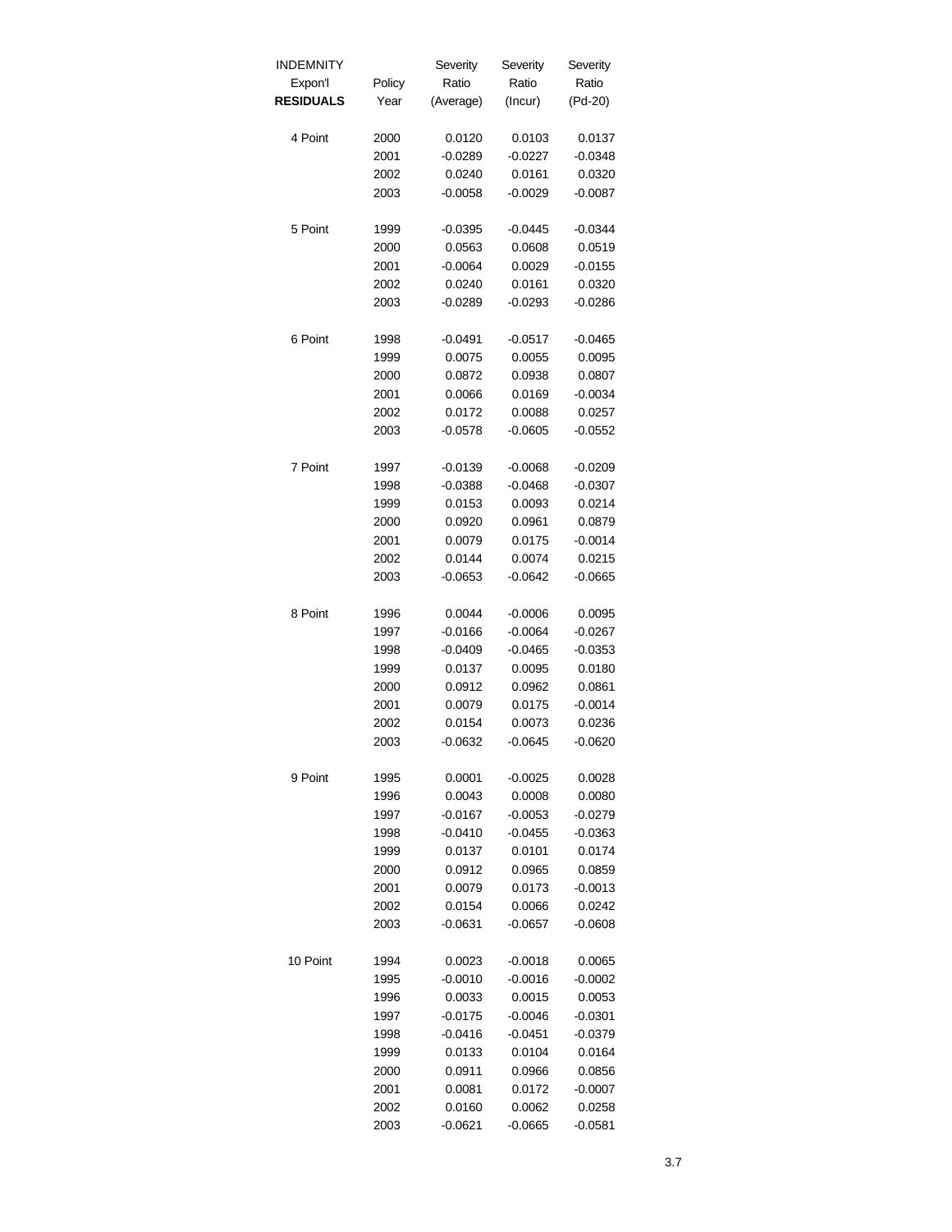| INDEMNITY Expon'l **RESIDUALS** | Policy Year | Severity Ratio (Average) | Severity Ratio (Incur) | Severity Ratio (Pd-20) |
|---|---|---|---|---|
| 4 Point | 2000 | 0.0120 | 0.0103 | 0.0137 |
| | 2001 | -0.0289 | -0.0227 | -0.0348 |
| | 2002 | 0.0240 | 0.0161 | 0.0320 |
| | 2003 | -0.0058 | -0.0029 | -0.0087 |
| 5 Point | 1999 | -0.0395 | -0.0445 | -0.0344 |
| | 2000 | 0.0563 | 0.0608 | 0.0519 |
| | 2001 | -0.0064 | 0.0029 | -0.0155 |
| | 2002 | 0.0240 | 0.0161 | 0.0320 |
| | 2003 | -0.0289 | -0.0293 | -0.0286 |
| 6 Point | 1998 | -0.0491 | -0.0517 | -0.0465 |
| | 1999 | 0.0075 | 0.0055 | 0.0095 |
| | 2000 | 0.0872 | 0.0938 | 0.0807 |
| | 2001 | 0.0066 | 0.0169 | -0.0034 |
| | 2002 | 0.0172 | 0.0088 | 0.0257 |
| | 2003 | -0.0578 | -0.0605 | -0.0552 |
| 7 Point | 1997 | -0.0139 | -0.0068 | -0.0209 |
| | 1998 | -0.0388 | -0.0468 | -0.0307 |
| | 1999 | 0.0153 | 0.0093 | 0.0214 |
| | 2000 | 0.0920 | 0.0961 | 0.0879 |
| | 2001 | 0.0079 | 0.0175 | -0.0014 |
| | 2002 | 0.0144 | 0.0074 | 0.0215 |
| | 2003 | -0.0653 | -0.0642 | -0.0665 |
| 8 Point | 1996 | 0.0044 | -0.0006 | 0.0095 |
| | 1997 | -0.0166 | -0.0064 | -0.0267 |
| | 1998 | -0.0409 | -0.0465 | -0.0353 |
| | 1999 | 0.0137 | 0.0095 | 0.0180 |
| | 2000 | 0.0912 | 0.0962 | 0.0861 |
| | 2001 | 0.0079 | 0.0175 | -0.0014 |
| | 2002 | 0.0154 | 0.0073 | 0.0236 |
| | 2003 | -0.0632 | -0.0645 | -0.0620 |
| 9 Point | 1995 | 0.0001 | -0.0025 | 0.0028 |
| | 1996 | 0.0043 | 0.0008 | 0.0080 |
| | 1997 | -0.0167 | -0.0053 | -0.0279 |
| | 1998 | -0.0410 | -0.0455 | -0.0363 |
| | 1999 | 0.0137 | 0.0101 | 0.0174 |
| | 2000 | 0.0912 | 0.0965 | 0.0859 |
| | 2001 | 0.0079 | 0.0173 | -0.0013 |
| | 2002 | 0.0154 | 0.0066 | 0.0242 |
| | 2003 | -0.0631 | -0.0657 | -0.0608 |
| 10 Point | 1994 | 0.0023 | -0.0018 | 0.0065 |
| | 1995 | -0.0010 | -0.0016 | -0.0002 |
| | 1996 | 0.0033 | 0.0015 | 0.0053 |
| | 1997 | -0.0175 | -0.0046 | -0.0301 |
| | 1998 | -0.0416 | -0.0451 | -0.0379 |
| | 1999 | 0.0133 | 0.0104 | 0.0164 |
| | 2000 | 0.0911 | 0.0966 | 0.0856 |
| | 2001 | 0.0081 | 0.0172 | -0.0007 |
| | 2002 | 0.0160 | 0.0062 | 0.0258 |
| | 2003 | -0.0621 | -0.0665 | -0.0581 |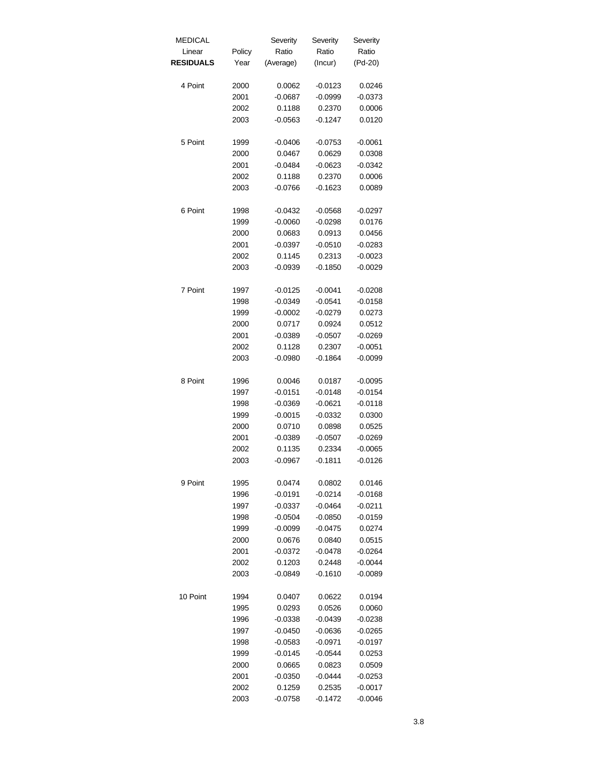| MEDICAL Linear **RESIDUALS** | Policy Year | Severity Ratio (Average) | Severity Ratio (Incur) | Severity Ratio (Pd-20) |
|---|---|---|---|---|
| 4 Point | 2000 | 0.0062 | -0.0123 | 0.0246 |
| | 2001 | -0.0687 | -0.0999 | -0.0373 |
| | 2002 | 0.1188 | 0.2370 | 0.0006 |
| | 2003 | -0.0563 | -0.1247 | 0.0120 |
| 5 Point | 1999 | -0.0406 | -0.0753 | -0.0061 |
| | 2000 | 0.0467 | 0.0629 | 0.0308 |
| | 2001 | -0.0484 | -0.0623 | -0.0342 |
| | 2002 | 0.1188 | 0.2370 | 0.0006 |
| | 2003 | -0.0766 | -0.1623 | 0.0089 |
| 6 Point | 1998 | -0.0432 | -0.0568 | -0.0297 |
| | 1999 | -0.0060 | -0.0298 | 0.0176 |
| | 2000 | 0.0683 | 0.0913 | 0.0456 |
| | 2001 | -0.0397 | -0.0510 | -0.0283 |
| | 2002 | 0.1145 | 0.2313 | -0.0023 |
| | 2003 | -0.0939 | -0.1850 | -0.0029 |
| 7 Point | 1997 | -0.0125 | -0.0041 | -0.0208 |
| | 1998 | -0.0349 | -0.0541 | -0.0158 |
| | 1999 | -0.0002 | -0.0279 | 0.0273 |
| | 2000 | 0.0717 | 0.0924 | 0.0512 |
| | 2001 | -0.0389 | -0.0507 | -0.0269 |
| | 2002 | 0.1128 | 0.2307 | -0.0051 |
| | 2003 | -0.0980 | -0.1864 | -0.0099 |
| 8 Point | 1996 | 0.0046 | 0.0187 | -0.0095 |
| | 1997 | -0.0151 | -0.0148 | -0.0154 |
| | 1998 | -0.0369 | -0.0621 | -0.0118 |
| | 1999 | -0.0015 | -0.0332 | 0.0300 |
| | 2000 | 0.0710 | 0.0898 | 0.0525 |
| | 2001 | -0.0389 | -0.0507 | -0.0269 |
| | 2002 | 0.1135 | 0.2334 | -0.0065 |
| | 2003 | -0.0967 | -0.1811 | -0.0126 |
| 9 Point | 1995 | 0.0474 | 0.0802 | 0.0146 |
| | 1996 | -0.0191 | -0.0214 | -0.0168 |
| | 1997 | -0.0337 | -0.0464 | -0.0211 |
| | 1998 | -0.0504 | -0.0850 | -0.0159 |
| | 1999 | -0.0099 | -0.0475 | 0.0274 |
| | 2000 | 0.0676 | 0.0840 | 0.0515 |
| | 2001 | -0.0372 | -0.0478 | -0.0264 |
| | 2002 | 0.1203 | 0.2448 | -0.0044 |
| | 2003 | -0.0849 | -0.1610 | -0.0089 |
| 10 Point | 1994 | 0.0407 | 0.0622 | 0.0194 |
| | 1995 | 0.0293 | 0.0526 | 0.0060 |
| | 1996 | -0.0338 | -0.0439 | -0.0238 |
| | 1997 | -0.0450 | -0.0636 | -0.0265 |
| | 1998 | -0.0583 | -0.0971 | -0.0197 |
| | 1999 | -0.0145 | -0.0544 | 0.0253 |
| | 2000 | 0.0665 | 0.0823 | 0.0509 |
| | 2001 | -0.0350 | -0.0444 | -0.0253 |
| | 2002 | 0.1259 | 0.2535 | -0.0017 |
| | 2003 | -0.0758 | -0.1472 | -0.0046 |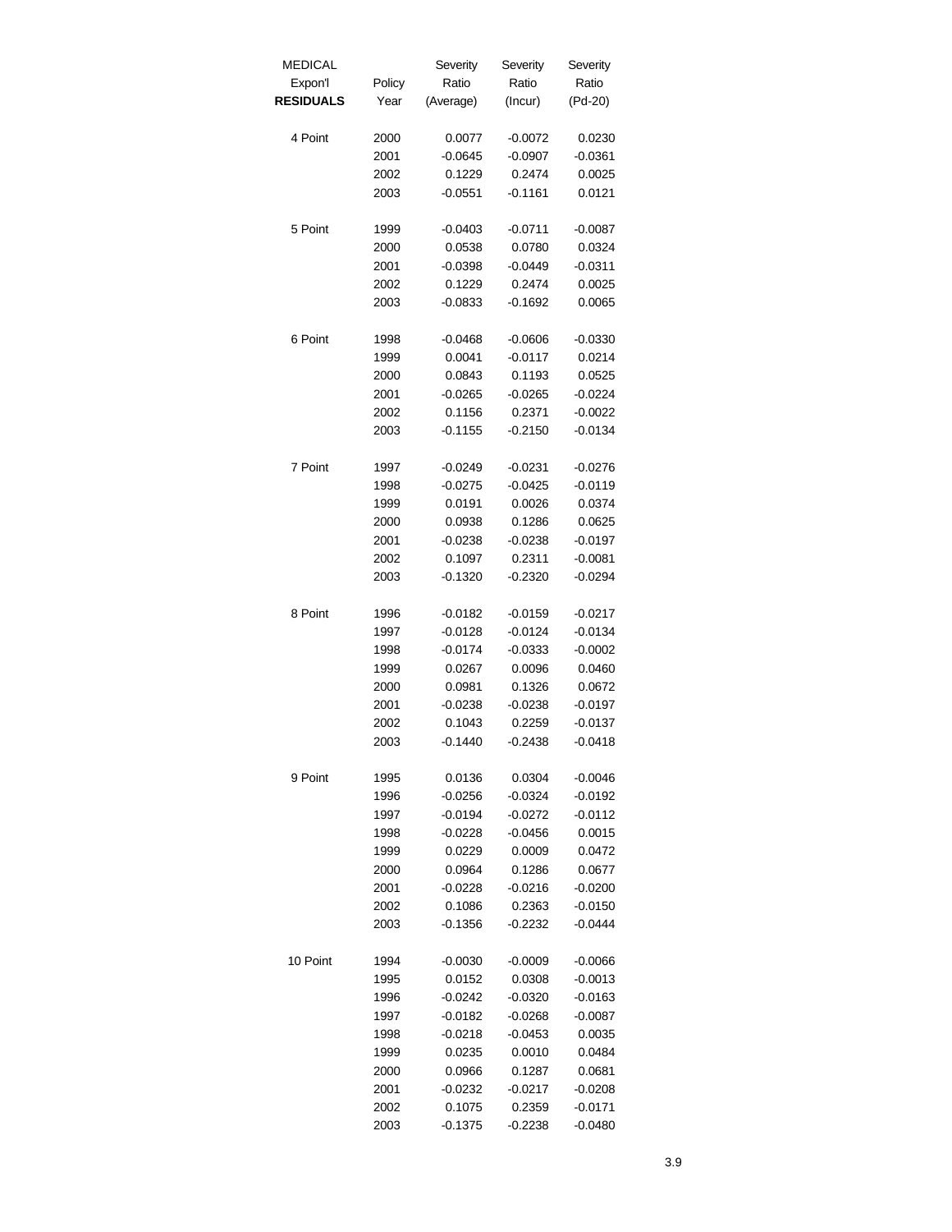| MEDICAL Expon'l **RESIDUALS** | Policy Year | Severity Ratio (Average) | Severity Ratio (Incur) | Severity Ratio (Pd-20) |
|---|---|---|---|---|
| 4 Point | 2000 | 0.0077 | -0.0072 | 0.0230 |
| | 2001 | -0.0645 | -0.0907 | -0.0361 |
| | 2002 | 0.1229 | 0.2474 | 0.0025 |
| | 2003 | -0.0551 | -0.1161 | 0.0121 |
| 5 Point | 1999 | -0.0403 | -0.0711 | -0.0087 |
| | 2000 | 0.0538 | 0.0780 | 0.0324 |
| | 2001 | -0.0398 | -0.0449 | -0.0311 |
| | 2002 | 0.1229 | 0.2474 | 0.0025 |
| | 2003 | -0.0833 | -0.1692 | 0.0065 |
| 6 Point | 1998 | -0.0468 | -0.0606 | -0.0330 |
| | 1999 | 0.0041 | -0.0117 | 0.0214 |
| | 2000 | 0.0843 | 0.1193 | 0.0525 |
| | 2001 | -0.0265 | -0.0265 | -0.0224 |
| | 2002 | 0.1156 | 0.2371 | -0.0022 |
| | 2003 | -0.1155 | -0.2150 | -0.0134 |
| 7 Point | 1997 | -0.0249 | -0.0231 | -0.0276 |
| | 1998 | -0.0275 | -0.0425 | -0.0119 |
| | 1999 | 0.0191 | 0.0026 | 0.0374 |
| | 2000 | 0.0938 | 0.1286 | 0.0625 |
| | 2001 | -0.0238 | -0.0238 | -0.0197 |
| | 2002 | 0.1097 | 0.2311 | -0.0081 |
| | 2003 | -0.1320 | -0.2320 | -0.0294 |
| 8 Point | 1996 | -0.0182 | -0.0159 | -0.0217 |
| | 1997 | -0.0128 | -0.0124 | -0.0134 |
| | 1998 | -0.0174 | -0.0333 | -0.0002 |
| | 1999 | 0.0267 | 0.0096 | 0.0460 |
| | 2000 | 0.0981 | 0.1326 | 0.0672 |
| | 2001 | -0.0238 | -0.0238 | -0.0197 |
| | 2002 | 0.1043 | 0.2259 | -0.0137 |
| | 2003 | -0.1440 | -0.2438 | -0.0418 |
| 9 Point | 1995 | 0.0136 | 0.0304 | -0.0046 |
| | 1996 | -0.0256 | -0.0324 | -0.0192 |
| | 1997 | -0.0194 | -0.0272 | -0.0112 |
| | 1998 | -0.0228 | -0.0456 | 0.0015 |
| | 1999 | 0.0229 | 0.0009 | 0.0472 |
| | 2000 | 0.0964 | 0.1286 | 0.0677 |
| | 2001 | -0.0228 | -0.0216 | -0.0200 |
| | 2002 | 0.1086 | 0.2363 | -0.0150 |
| | 2003 | -0.1356 | -0.2232 | -0.0444 |
| 10 Point | 1994 | -0.0030 | -0.0009 | -0.0066 |
| | 1995 | 0.0152 | 0.0308 | -0.0013 |
| | 1996 | -0.0242 | -0.0320 | -0.0163 |
| | 1997 | -0.0182 | -0.0268 | -0.0087 |
| | 1998 | -0.0218 | -0.0453 | 0.0035 |
| | 1999 | 0.0235 | 0.0010 | 0.0484 |
| | 2000 | 0.0966 | 0.1287 | 0.0681 |
| | 2001 | -0.0232 | -0.0217 | -0.0208 |
| | 2002 | 0.1075 | 0.2359 | -0.0171 |
| | 2003 | -0.1375 | -0.2238 | -0.0480 |